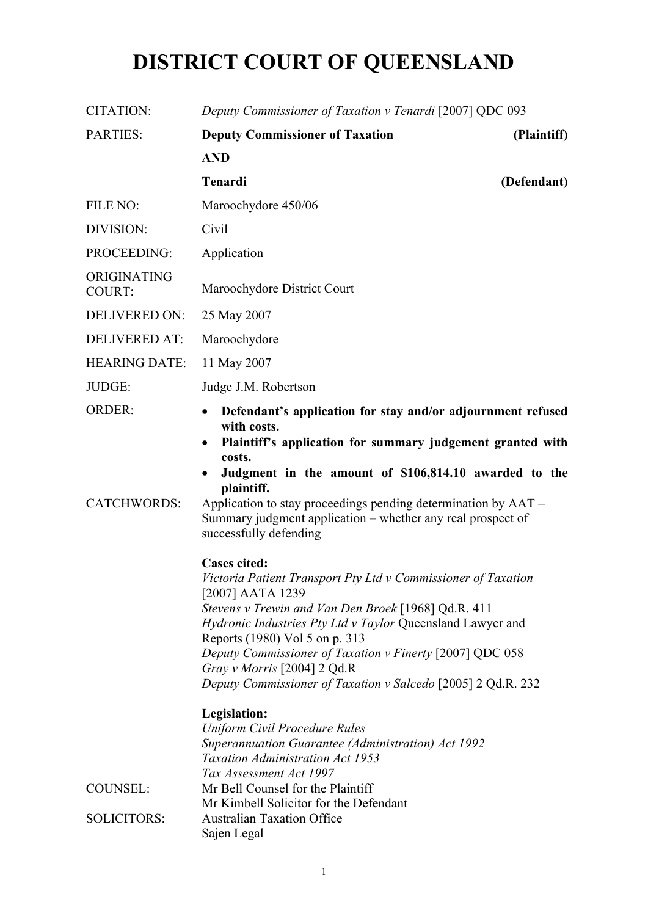# DISTRICT COURT OF QUEENSLAND

| | |
|---|---|
| CITATION: | *Deputy Commissioner of Taxation v Tenardi* [2007] QDC 093 |
| PARTIES: | **Deputy Commissioner of Taxation** **(Plaintiff)**<br>**AND**<br>**Tenardi** **(Defendant)** |
| FILE NO: | Maroochydore 450/06 |
| DIVISION: | Civil |
| PROCEEDING: | Application |
| ORIGINATING COURT: | Maroochydore District Court |
| DELIVERED ON: | 25 May 2007 |
| DELIVERED AT: | Maroochydore |
| HEARING DATE: | 11 May 2007 |
| JUDGE: | Judge J.M. Robertson |
| ORDER: | • **Defendant's application for stay and/or adjournment refused with costs.**<br>• **Plaintiff's application for summary judgement granted with costs.**<br>• **Judgment in the amount of $106,814.10 awarded to the plaintiff.** |
| CATCHWORDS: | Application to stay proceedings pending determination by AAT – Summary judgment application – whether any real prospect of successfully defending<br><br>**Cases cited:**<br>*Victoria Patient Transport Pty Ltd v Commissioner of Taxation* [2007] AATA 1239<br>*Stevens v Trewin and Van Den Broek* [1968] Qd.R. 411<br>*Hydronic Industries Pty Ltd v Taylor* Queensland Lawyer and Reports (1980) Vol 5 on p. 313<br>*Deputy Commissioner of Taxation v Finerty* [2007] QDC 058<br>*Gray v Morris* [2004] 2 Qd.R<br>*Deputy Commissioner of Taxation v Salcedo* [2005] 2 Qd.R. 232<br><br>**Legislation:**<br>*Uniform Civil Procedure Rules*<br>*Superannuation Guarantee (Administration) Act 1992*<br>*Taxation Administration Act 1953*<br>*Tax Assessment Act 1997* |
| COUNSEL: | Mr Bell Counsel for the Plaintiff<br>Mr Kimbell Solicitor for the Defendant |
| SOLICITORS: | Australian Taxation Office<br>Sajen Legal |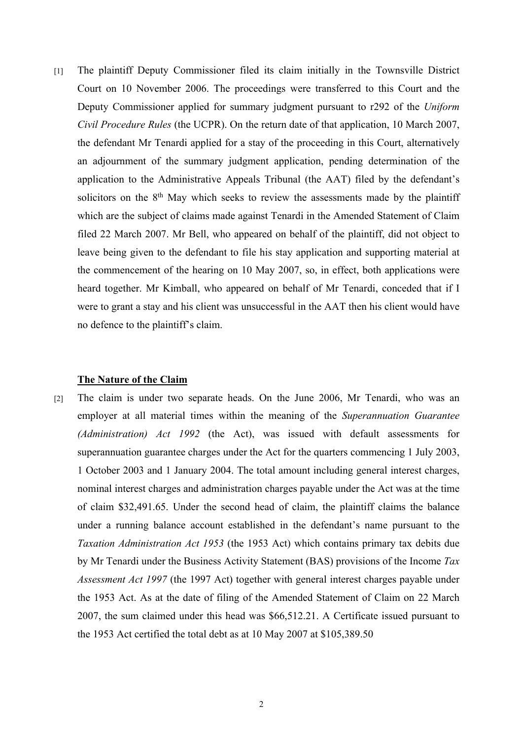[1] The plaintiff Deputy Commissioner filed its claim initially in the Townsville District Court on 10 November 2006. The proceedings were transferred to this Court and the Deputy Commissioner applied for summary judgment pursuant to r292 of the *Uniform Civil Procedure Rules* (the UCPR). On the return date of that application, 10 March 2007, the defendant Mr Tenardi applied for a stay of the proceeding in this Court, alternatively an adjournment of the summary judgment application, pending determination of the application to the Administrative Appeals Tribunal (the AAT) filed by the defendant's solicitors on the 8th May which seeks to review the assessments made by the plaintiff which are the subject of claims made against Tenardi in the Amended Statement of Claim filed 22 March 2007. Mr Bell, who appeared on behalf of the plaintiff, did not object to leave being given to the defendant to file his stay application and supporting material at the commencement of the hearing on 10 May 2007, so, in effect, both applications were heard together. Mr Kimball, who appeared on behalf of Mr Tenardi, conceded that if I were to grant a stay and his client was unsuccessful in the AAT then his client would have no defence to the plaintiff's claim.

**The Nature of the Claim**

[2] The claim is under two separate heads. On the June 2006, Mr Tenardi, who was an employer at all material times within the meaning of the *Superannuation Guarantee (Administration) Act 1992* (the Act), was issued with default assessments for superannuation guarantee charges under the Act for the quarters commencing 1 July 2003, 1 October 2003 and 1 January 2004. The total amount including general interest charges, nominal interest charges and administration charges payable under the Act was at the time of claim $32,491.65. Under the second head of claim, the plaintiff claims the balance under a running balance account established in the defendant's name pursuant to the *Taxation Administration Act 1953* (the 1953 Act) which contains primary tax debits due by Mr Tenardi under the Business Activity Statement (BAS) provisions of the Income *Tax Assessment Act 1997* (the 1997 Act) together with general interest charges payable under the 1953 Act. As at the date of filing of the Amended Statement of Claim on 22 March 2007, the sum claimed under this head was $66,512.21. A Certificate issued pursuant to the 1953 Act certified the total debt as at 10 May 2007 at $105,389.50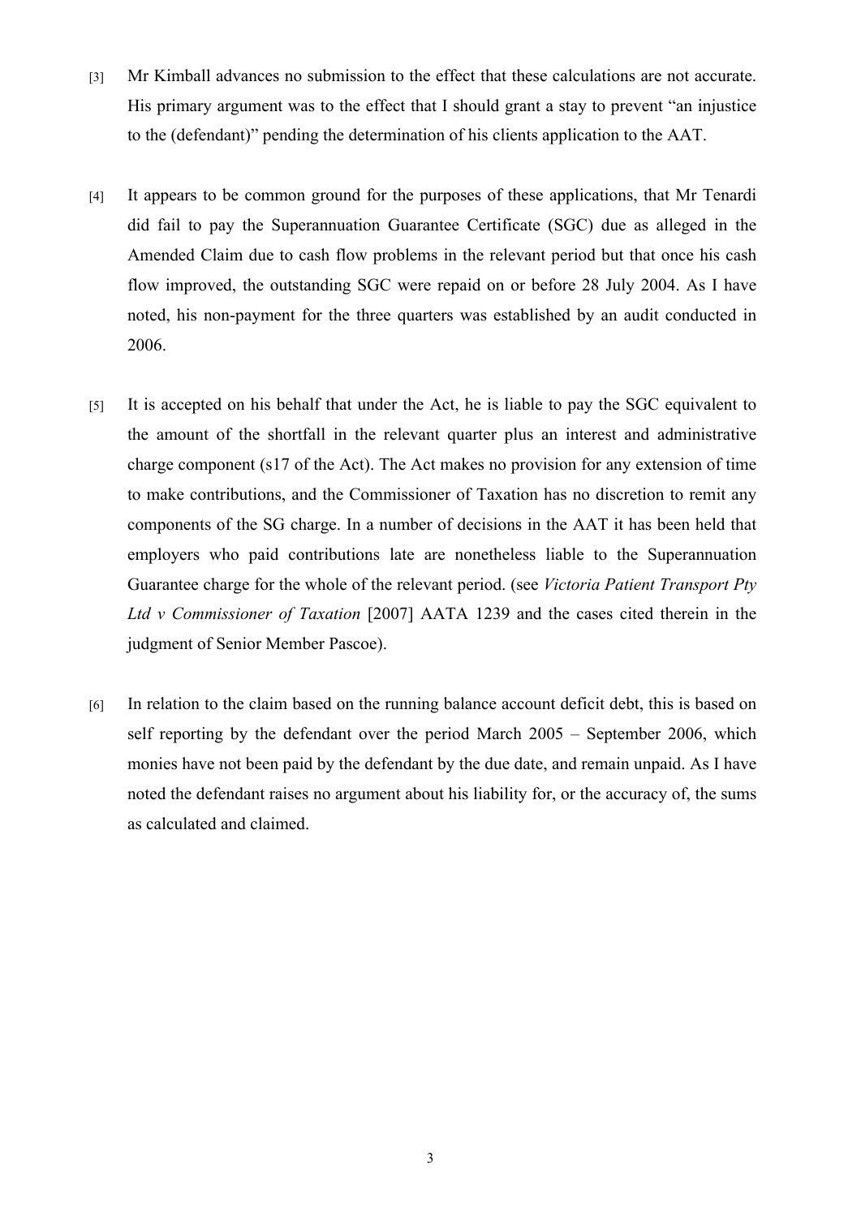[3] Mr Kimball advances no submission to the effect that these calculations are not accurate. His primary argument was to the effect that I should grant a stay to prevent "an injustice to the (defendant)" pending the determination of his clients application to the AAT.

[4] It appears to be common ground for the purposes of these applications, that Mr Tenardi did fail to pay the Superannuation Guarantee Certificate (SGC) due as alleged in the Amended Claim due to cash flow problems in the relevant period but that once his cash flow improved, the outstanding SGC were repaid on or before 28 July 2004. As I have noted, his non-payment for the three quarters was established by an audit conducted in 2006.

[5] It is accepted on his behalf that under the Act, he is liable to pay the SGC equivalent to the amount of the shortfall in the relevant quarter plus an interest and administrative charge component (s17 of the Act). The Act makes no provision for any extension of time to make contributions, and the Commissioner of Taxation has no discretion to remit any components of the SG charge. In a number of decisions in the AAT it has been held that employers who paid contributions late are nonetheless liable to the Superannuation Guarantee charge for the whole of the relevant period. (see *Victoria Patient Transport Pty Ltd v Commissioner of Taxation* [2007] AATA 1239 and the cases cited therein in the judgment of Senior Member Pascoe).

[6] In relation to the claim based on the running balance account deficit debt, this is based on self reporting by the defendant over the period March 2005 – September 2006, which monies have not been paid by the defendant by the due date, and remain unpaid. As I have noted the defendant raises no argument about his liability for, or the accuracy of, the sums as calculated and claimed.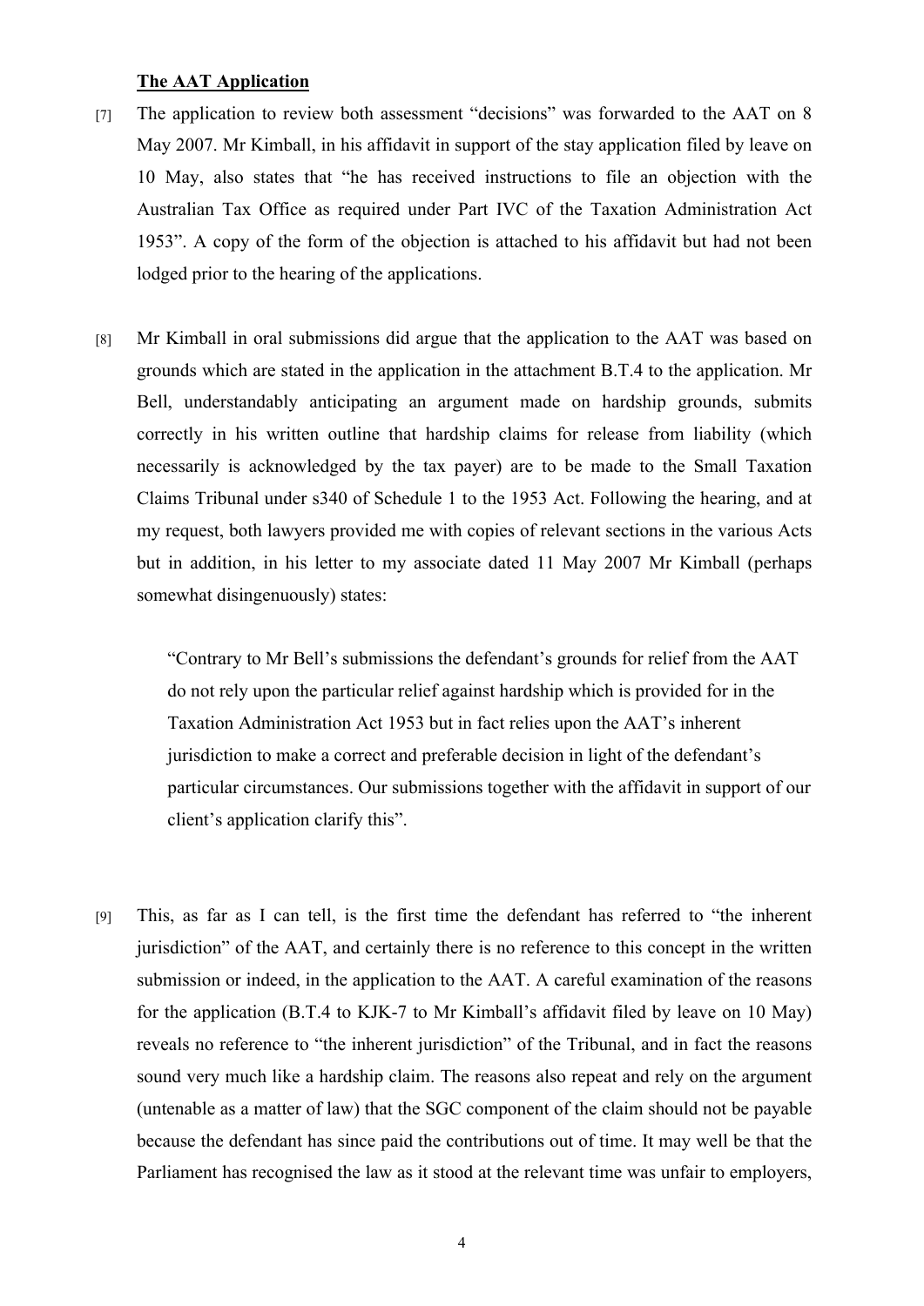**The AAT Application**

[7] The application to review both assessment "decisions" was forwarded to the AAT on 8 May 2007. Mr Kimball, in his affidavit in support of the stay application filed by leave on 10 May, also states that "he has received instructions to file an objection with the Australian Tax Office as required under Part IVC of the Taxation Administration Act 1953". A copy of the form of the objection is attached to his affidavit but had not been lodged prior to the hearing of the applications.

[8] Mr Kimball in oral submissions did argue that the application to the AAT was based on grounds which are stated in the application in the attachment B.T.4 to the application. Mr Bell, understandably anticipating an argument made on hardship grounds, submits correctly in his written outline that hardship claims for release from liability (which necessarily is acknowledged by the tax payer) are to be made to the Small Taxation Claims Tribunal under s340 of Schedule 1 to the 1953 Act. Following the hearing, and at my request, both lawyers provided me with copies of relevant sections in the various Acts but in addition, in his letter to my associate dated 11 May 2007 Mr Kimball (perhaps somewhat disingenuously) states:

> "Contrary to Mr Bell's submissions the defendant's grounds for relief from the AAT do not rely upon the particular relief against hardship which is provided for in the Taxation Administration Act 1953 but in fact relies upon the AAT's inherent jurisdiction to make a correct and preferable decision in light of the defendant's particular circumstances. Our submissions together with the affidavit in support of our client's application clarify this".

[9] This, as far as I can tell, is the first time the defendant has referred to "the inherent jurisdiction" of the AAT, and certainly there is no reference to this concept in the written submission or indeed, in the application to the AAT. A careful examination of the reasons for the application (B.T.4 to KJK-7 to Mr Kimball's affidavit filed by leave on 10 May) reveals no reference to "the inherent jurisdiction" of the Tribunal, and in fact the reasons sound very much like a hardship claim. The reasons also repeat and rely on the argument (untenable as a matter of law) that the SGC component of the claim should not be payable because the defendant has since paid the contributions out of time. It may well be that the Parliament has recognised the law as it stood at the relevant time was unfair to employers,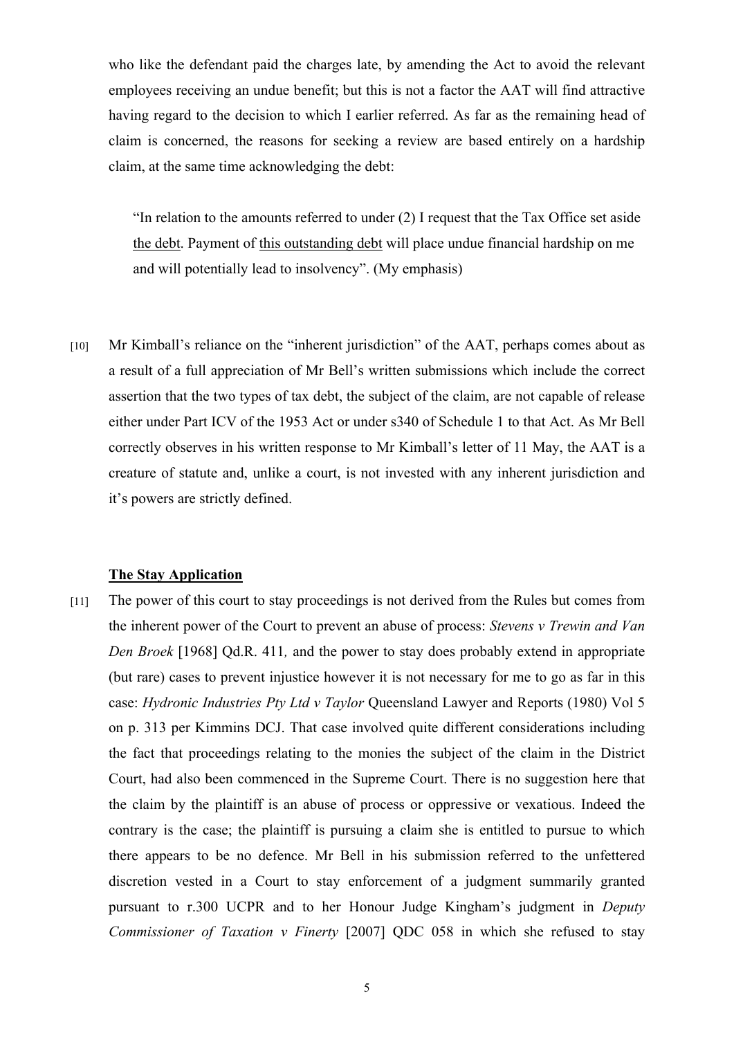who like the defendant paid the charges late, by amending the Act to avoid the relevant employees receiving an undue benefit; but this is not a factor the AAT will find attractive having regard to the decision to which I earlier referred. As far as the remaining head of claim is concerned, the reasons for seeking a review are based entirely on a hardship claim, at the same time acknowledging the debt:

> "In relation to the amounts referred to under (2) I request that the Tax Office set aside <u>the debt</u>. Payment of <u>this outstanding debt</u> will place undue financial hardship on me and will potentially lead to insolvency". (My emphasis)

[10] Mr Kimball's reliance on the "inherent jurisdiction" of the AAT, perhaps comes about as a result of a full appreciation of Mr Bell's written submissions which include the correct assertion that the two types of tax debt, the subject of the claim, are not capable of release either under Part ICV of the 1953 Act or under s340 of Schedule 1 to that Act. As Mr Bell correctly observes in his written response to Mr Kimball's letter of 11 May, the AAT is a creature of statute and, unlike a court, is not invested with any inherent jurisdiction and it's powers are strictly defined.

**<u>The Stay Application</u>**

[11] The power of this court to stay proceedings is not derived from the Rules but comes from the inherent power of the Court to prevent an abuse of process: *Stevens v Trewin and Van Den Broek* [1968] Qd.R. 411*,* and the power to stay does probably extend in appropriate (but rare) cases to prevent injustice however it is not necessary for me to go as far in this case: *Hydronic Industries Pty Ltd v Taylor* Queensland Lawyer and Reports (1980) Vol 5 on p. 313 per Kimmins DCJ. That case involved quite different considerations including the fact that proceedings relating to the monies the subject of the claim in the District Court, had also been commenced in the Supreme Court. There is no suggestion here that the claim by the plaintiff is an abuse of process or oppressive or vexatious. Indeed the contrary is the case; the plaintiff is pursuing a claim she is entitled to pursue to which there appears to be no defence. Mr Bell in his submission referred to the unfettered discretion vested in a Court to stay enforcement of a judgment summarily granted pursuant to r.300 UCPR and to her Honour Judge Kingham's judgment in *Deputy Commissioner of Taxation v Finerty* [2007] QDC 058 in which she refused to stay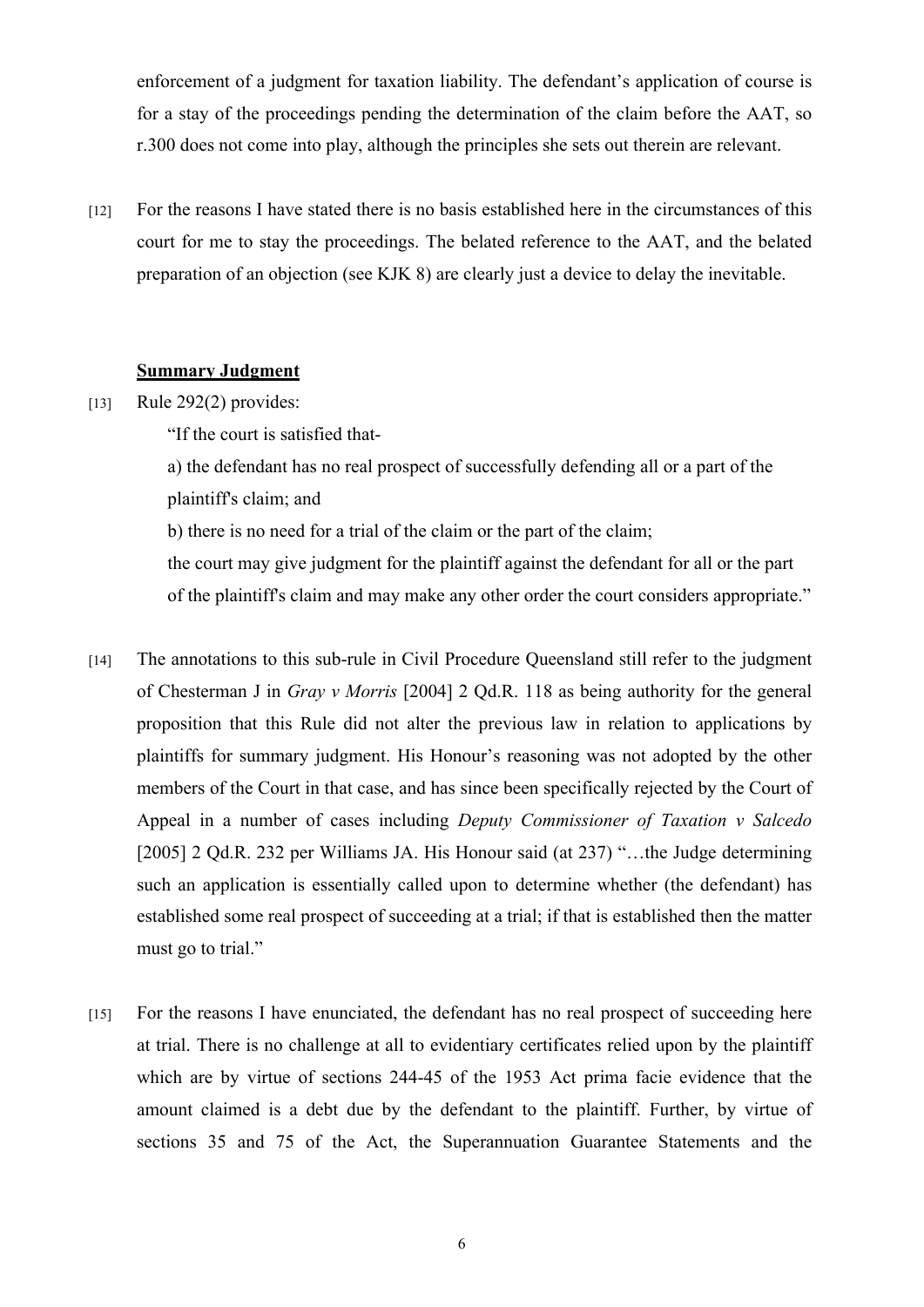enforcement of a judgment for taxation liability. The defendant's application of course is for a stay of the proceedings pending the determination of the claim before the AAT, so r.300 does not come into play, although the principles she sets out therein are relevant.

[12] For the reasons I have stated there is no basis established here in the circumstances of this court for me to stay the proceedings. The belated reference to the AAT, and the belated preparation of an objection (see KJK 8) are clearly just a device to delay the inevitable.

**Summary Judgment**

[13] Rule 292(2) provides:

> "If the court is satisfied that-
>
> a) the defendant has no real prospect of successfully defending all or a part of the plaintiff's claim; and
>
> b) there is no need for a trial of the claim or the part of the claim;
>
> the court may give judgment for the plaintiff against the defendant for all or the part of the plaintiff's claim and may make any other order the court considers appropriate."

[14] The annotations to this sub-rule in Civil Procedure Queensland still refer to the judgment of Chesterman J in *Gray v Morris* [2004] 2 Qd.R. 118 as being authority for the general proposition that this Rule did not alter the previous law in relation to applications by plaintiffs for summary judgment. His Honour's reasoning was not adopted by the other members of the Court in that case, and has since been specifically rejected by the Court of Appeal in a number of cases including *Deputy Commissioner of Taxation v Salcedo* [2005] 2 Qd.R. 232 per Williams JA. His Honour said (at 237) "…the Judge determining such an application is essentially called upon to determine whether (the defendant) has established some real prospect of succeeding at a trial; if that is established then the matter must go to trial."

[15] For the reasons I have enunciated, the defendant has no real prospect of succeeding here at trial. There is no challenge at all to evidentiary certificates relied upon by the plaintiff which are by virtue of sections 244-45 of the 1953 Act prima facie evidence that the amount claimed is a debt due by the defendant to the plaintiff. Further, by virtue of sections 35 and 75 of the Act, the Superannuation Guarantee Statements and the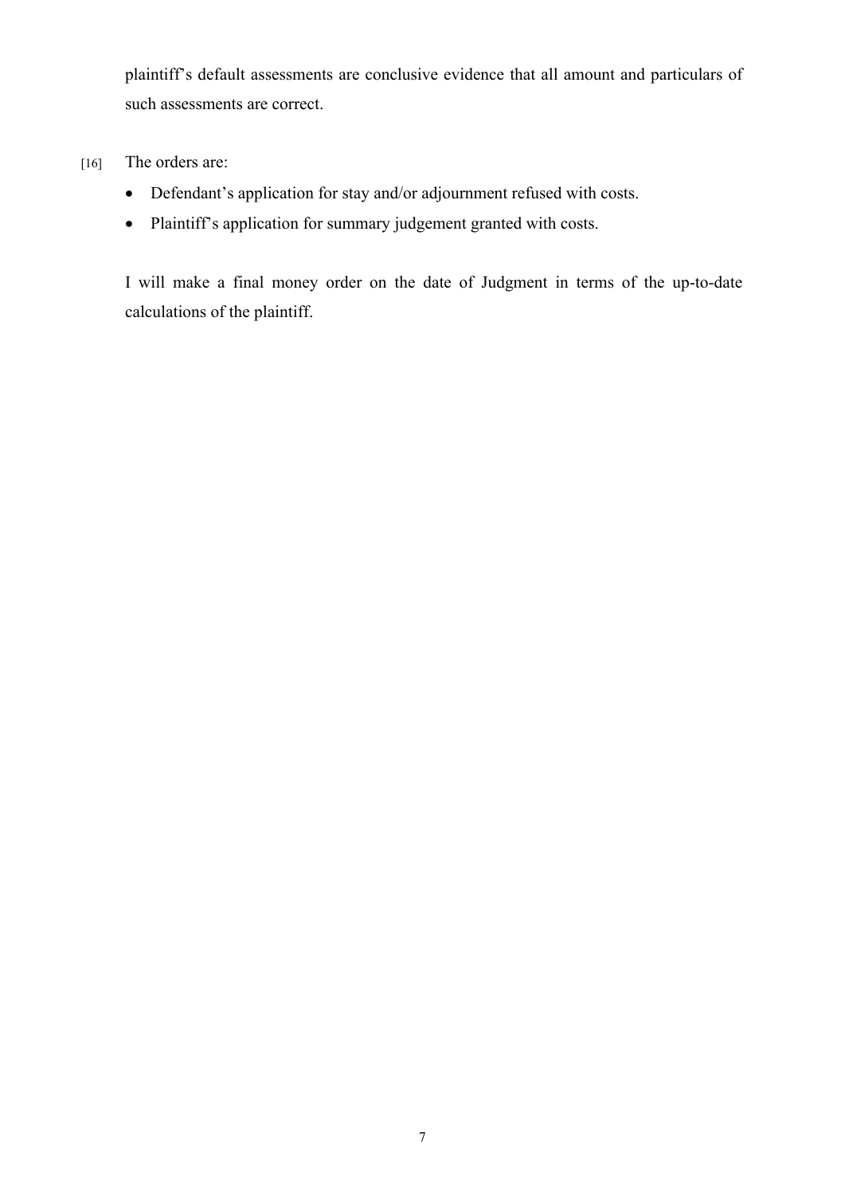plaintiff's default assessments are conclusive evidence that all amount and particulars of such assessments are correct.

[16] The orders are:

- Defendant's application for stay and/or adjournment refused with costs.
- Plaintiff's application for summary judgement granted with costs.

I will make a final money order on the date of Judgment in terms of the up-to-date calculations of the plaintiff.